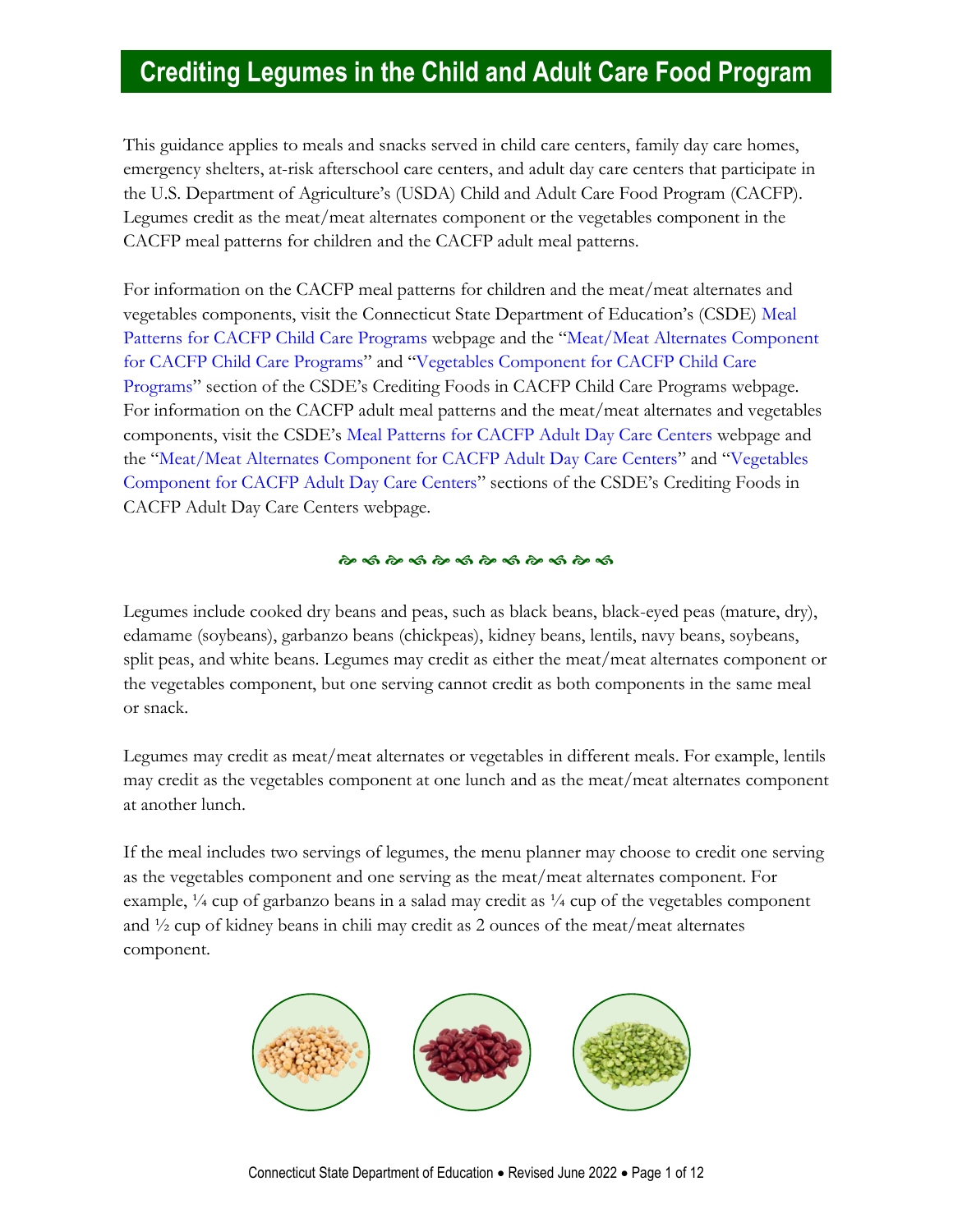# Crediting Legumes in the Child and Adult Care Food Program

This guidance applies to meals and snacks served in child care centers, family day care homes, emergency shelters, at-risk afterschool care centers, and adult day care centers that participate in the U.S. Department of Agriculture's (USDA) Child and Adult Care Food Program (CACFP). Legumes credit as the meat/meat alternates component or the vegetables component in the CACFP meal patterns for children and the CACFP adult meal patterns.

For information on the CACFP meal patterns for children and the meat/meat alternates and vegetables components, visit the Connecticut State Department of Education's (CSDE) Meal Patterns for CACFP Child Care Programs webpage and the "Meat/Meat Alternates Component for CACFP Child Care Programs" and "Vegetables Component for CACFP Child Care Programs" section of the CSDE's Crediting Foods in CACFP Child Care Programs webpage. For information on the CACFP adult meal patterns and the meat/meat alternates and vegetables components, visit the CSDE's Meal Patterns for CACFP Adult Day Care Centers webpage and the "Meat/Meat Alternates Component for CACFP Adult Day Care Centers" and "Vegetables Component for CACFP Adult Day Care Centers" sections of the CSDE's Crediting Foods in CACFP Adult Day Care Centers webpage.

Legumes include cooked dry beans and peas, such as black beans, black-eyed peas (mature, dry), edamame (soybeans), garbanzo beans (chickpeas), kidney beans, lentils, navy beans, soybeans, split peas, and white beans. Legumes may credit as either the meat/meat alternates component or the vegetables component, but one serving cannot credit as both components in the same meal or snack.

Legumes may credit as meat/meat alternates or vegetables in different meals. For example, lentils may credit as the vegetables component at one lunch and as the meat/meat alternates component at another lunch.

If the meal includes two servings of legumes, the menu planner may choose to credit one serving as the vegetables component and one serving as the meat/meat alternates component. For example, ¼ cup of garbanzo beans in a salad may credit as ¼ cup of the vegetables component and ½ cup of kidney beans in chili may credit as 2 ounces of the meat/meat alternates component.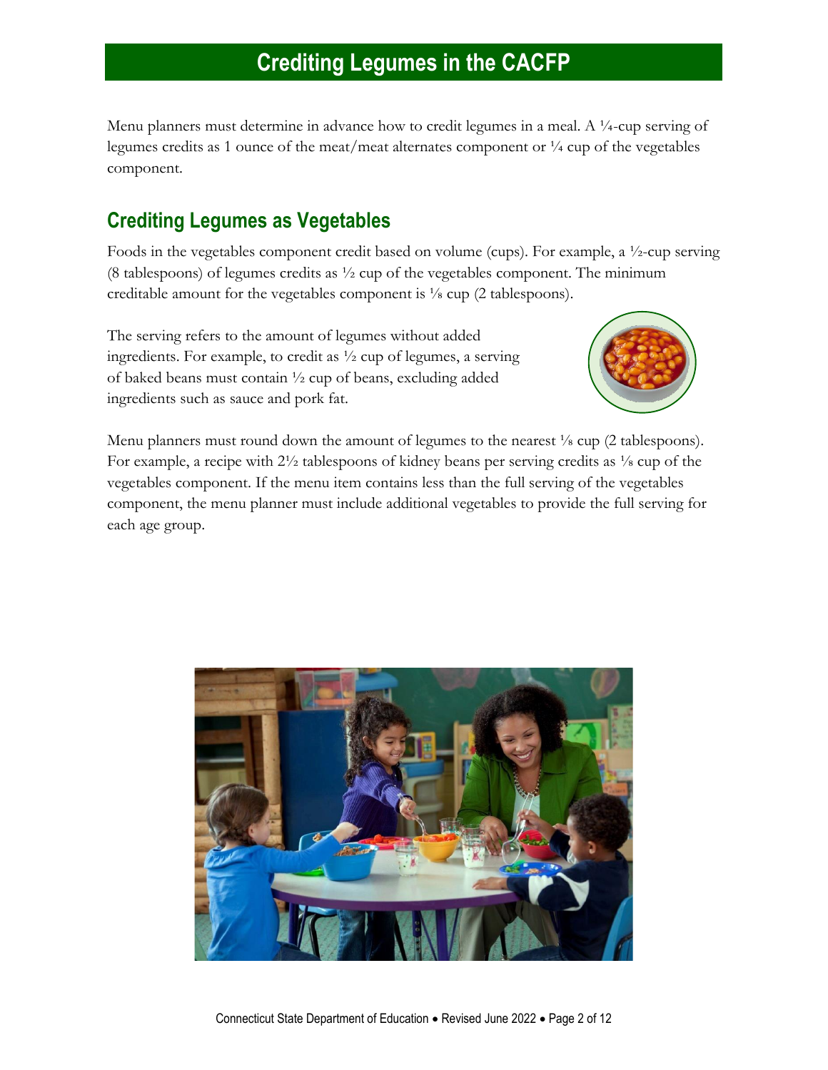# Crediting Legumes in the CACFP

Menu planners must determine in advance how to credit legumes in a meal. A ¼-cup serving of legumes credits as 1 ounce of the meat/meat alternates component or ¼ cup of the vegetables component.

## Crediting Legumes as Vegetables

Foods in the vegetables component credit based on volume (cups). For example, a ½-cup serving (8 tablespoons) of legumes credits as ½ cup of the vegetables component. The minimum creditable amount for the vegetables component is ⅛ cup (2 tablespoons).

The serving refers to the amount of legumes without added ingredients. For example, to credit as ½ cup of legumes, a serving of baked beans must contain ½ cup of beans, excluding added ingredients such as sauce and pork fat.

Menu planners must round down the amount of legumes to the nearest ⅛ cup (2 tablespoons). For example, a recipe with 2½ tablespoons of kidney beans per serving credits as ⅛ cup of the vegetables component. If the menu item contains less than the full serving of the vegetables component, the menu planner must include additional vegetables to provide the full serving for each age group.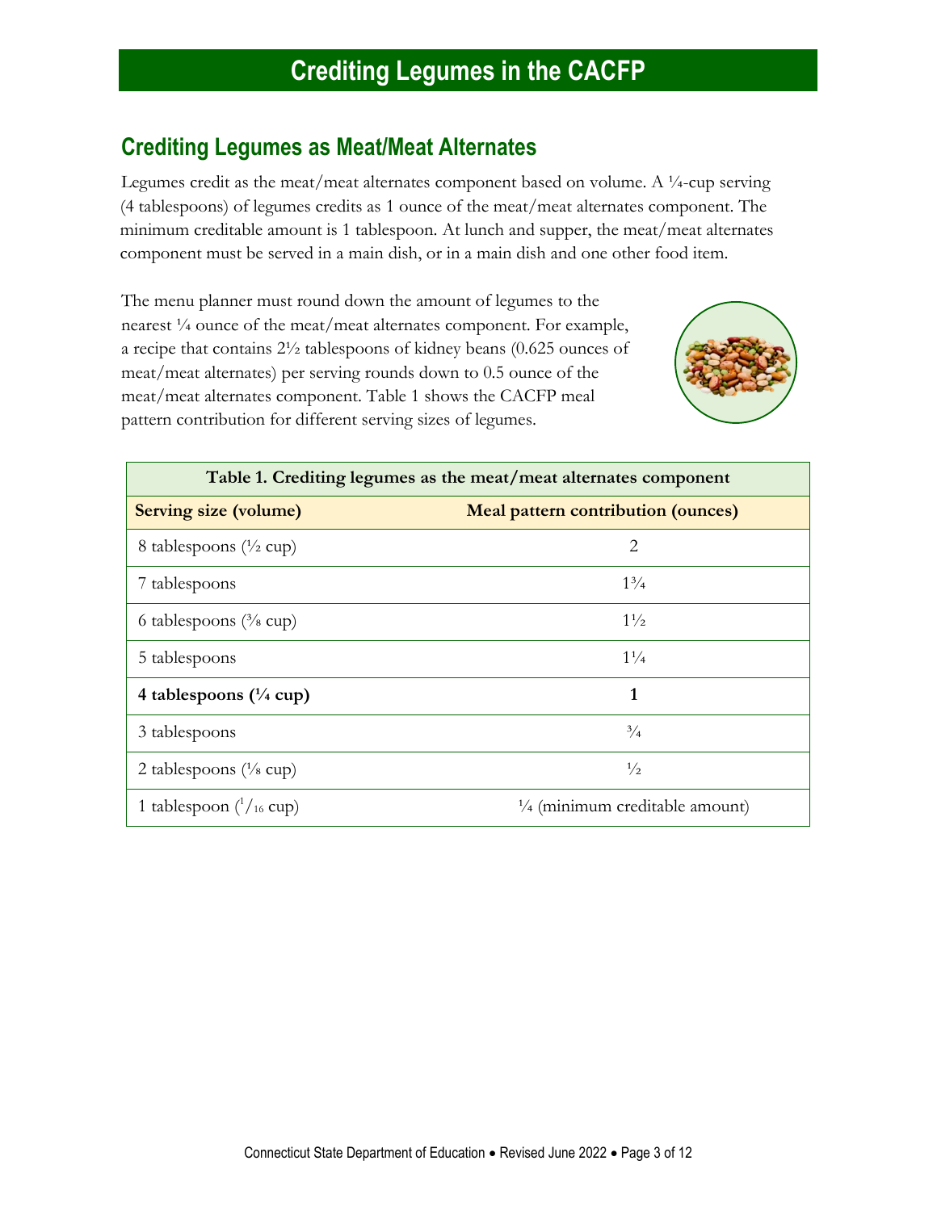# Crediting Legumes in the CACFP

## Crediting Legumes as Meat/Meat Alternates

Legumes credit as the meat/meat alternates component based on volume. A ¼-cup serving (4 tablespoons) of legumes credits as 1 ounce of the meat/meat alternates component. The minimum creditable amount is 1 tablespoon. At lunch and supper, the meat/meat alternates component must be served in a main dish, or in a main dish and one other food item.

The menu planner must round down the amount of legumes to the nearest ¼ ounce of the meat/meat alternates component. For example, a recipe that contains 2½ tablespoons of kidney beans (0.625 ounces of meat/meat alternates) per serving rounds down to 0.5 ounce of the meat/meat alternates component. Table 1 shows the CACFP meal pattern contribution for different serving sizes of legumes.

**Table 1. Crediting legumes as the meat/meat alternates component**

| Serving size (volume) | Meal pattern contribution (ounces) |
|---|---|
| 8 tablespoons (½ cup) | 2 |
| 7 tablespoons | 1¾ |
| 6 tablespoons (⅜ cup) | 1½ |
| 5 tablespoons | 1¼ |
| **4 tablespoons (¼ cup)** | **1** |
| 3 tablespoons | ¾ |
| 2 tablespoons (⅛ cup) | ½ |
| 1 tablespoon (1/16 cup) | ¼ (minimum creditable amount) |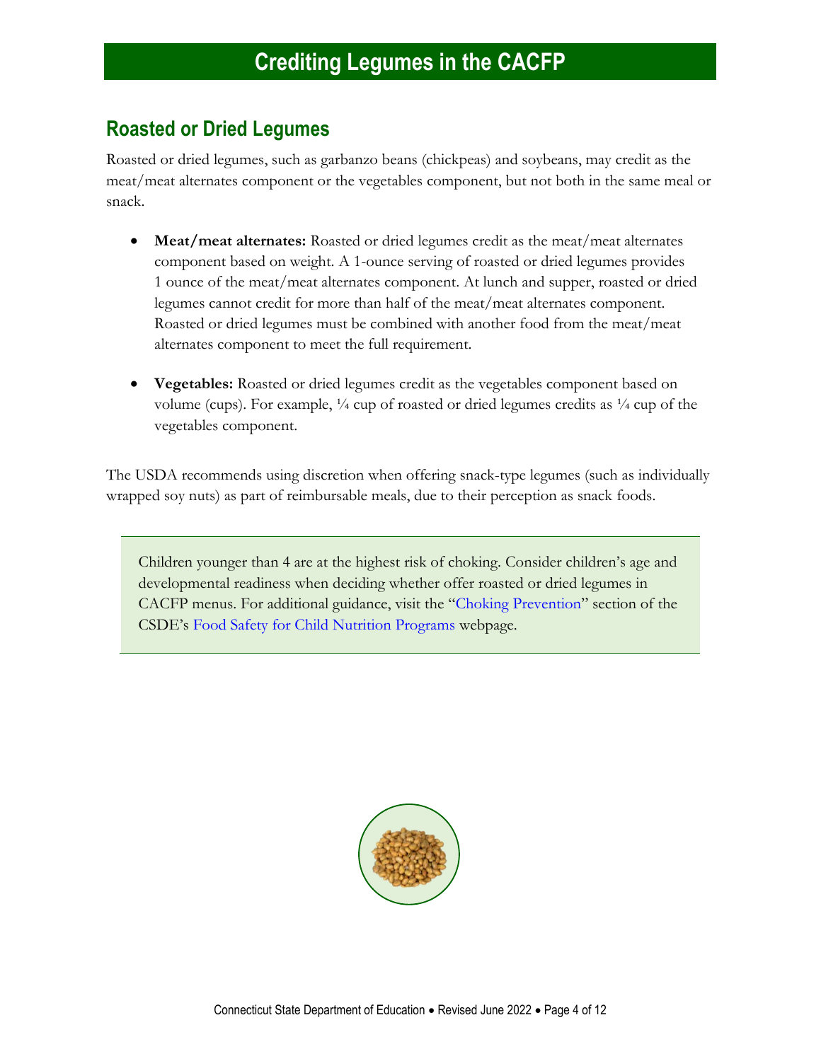# Crediting Legumes in the CACFP

## Roasted or Dried Legumes

Roasted or dried legumes, such as garbanzo beans (chickpeas) and soybeans, may credit as the meat/meat alternates component or the vegetables component, but not both in the same meal or snack.

- **Meat/meat alternates:** Roasted or dried legumes credit as the meat/meat alternates component based on weight. A 1-ounce serving of roasted or dried legumes provides 1 ounce of the meat/meat alternates component. At lunch and supper, roasted or dried legumes cannot credit for more than half of the meat/meat alternates component. Roasted or dried legumes must be combined with another food from the meat/meat alternates component to meet the full requirement.

- **Vegetables:** Roasted or dried legumes credit as the vegetables component based on volume (cups). For example, ¼ cup of roasted or dried legumes credits as ¼ cup of the vegetables component.

The USDA recommends using discretion when offering snack-type legumes (such as individually wrapped soy nuts) as part of reimbursable meals, due to their perception as snack foods.

Children younger than 4 are at the highest risk of choking. Consider children's age and developmental readiness when deciding whether offer roasted or dried legumes in CACFP menus. For additional guidance, visit the "Choking Prevention" section of the CSDE's Food Safety for Child Nutrition Programs webpage.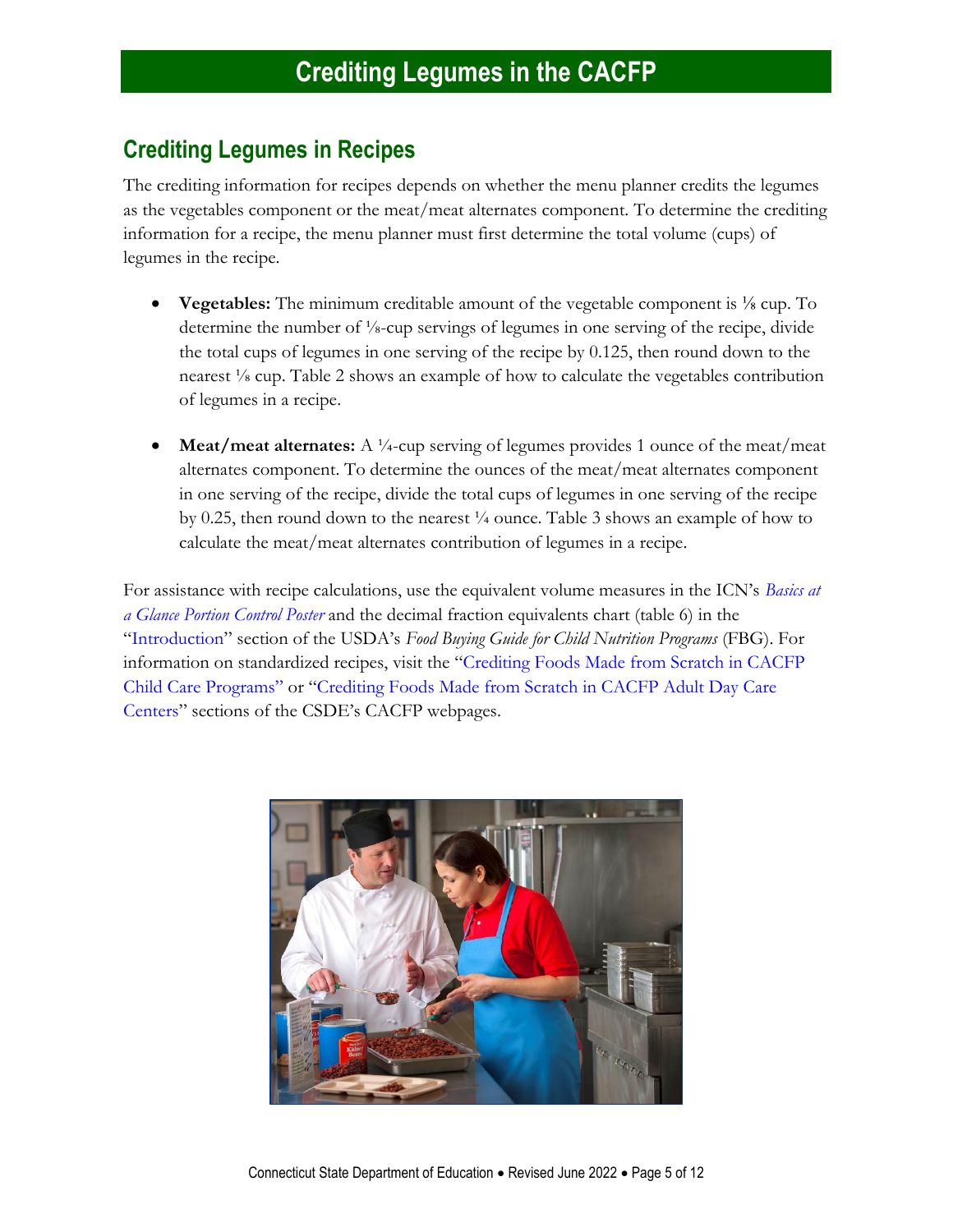# Crediting Legumes in the CACFP

## Crediting Legumes in Recipes

The crediting information for recipes depends on whether the menu planner credits the legumes as the vegetables component or the meat/meat alternates component. To determine the crediting information for a recipe, the menu planner must first determine the total volume (cups) of legumes in the recipe.

- **Vegetables:** The minimum creditable amount of the vegetable component is ⅛ cup. To determine the number of ⅛-cup servings of legumes in one serving of the recipe, divide the total cups of legumes in one serving of the recipe by 0.125, then round down to the nearest ⅛ cup. Table 2 shows an example of how to calculate the vegetables contribution of legumes in a recipe.

- **Meat/meat alternates:** A ¼-cup serving of legumes provides 1 ounce of the meat/meat alternates component. To determine the ounces of the meat/meat alternates component in one serving of the recipe, divide the total cups of legumes in one serving of the recipe by 0.25, then round down to the nearest ¼ ounce. Table 3 shows an example of how to calculate the meat/meat alternates contribution of legumes in a recipe.

For assistance with recipe calculations, use the equivalent volume measures in the ICN's *Basics at a Glance Portion Control Poster* and the decimal fraction equivalents chart (table 6) in the "Introduction" section of the USDA's *Food Buying Guide for Child Nutrition Programs* (FBG). For information on standardized recipes, visit the "Crediting Foods Made from Scratch in CACFP Child Care Programs" or "Crediting Foods Made from Scratch in CACFP Adult Day Care Centers" sections of the CSDE's CACFP webpages.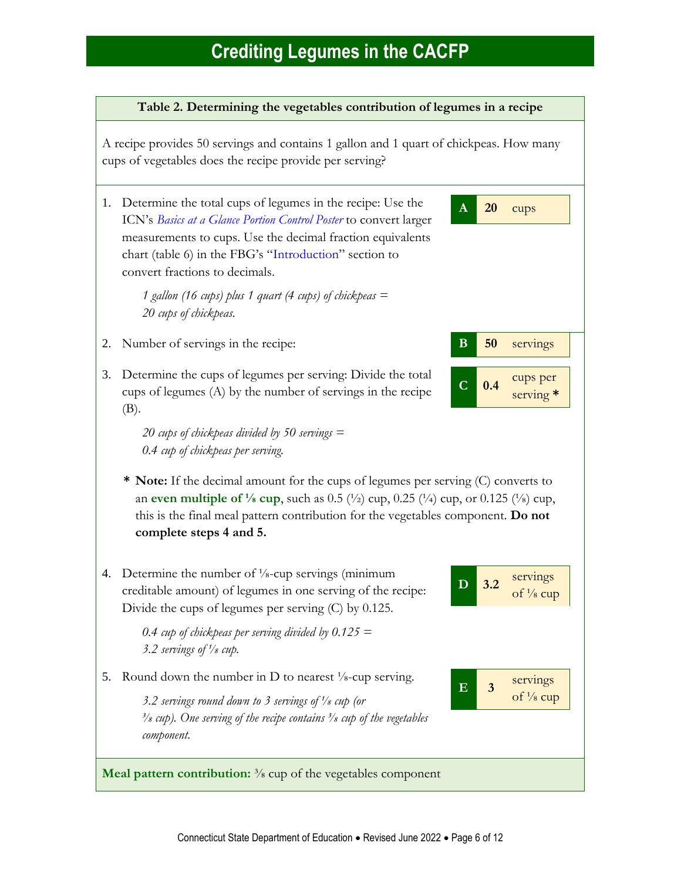# Crediting Legumes in the CACFP

**Table 2. Determining the vegetables contribution of legumes in a recipe**

A recipe provides 50 servings and contains 1 gallon and 1 quart of chickpeas. How many cups of vegetables does the recipe provide per serving?

1. Determine the total cups of legumes in the recipe: Use the ICN's *Basics at a Glance Portion Control Poster* to convert larger measurements to cups. Use the decimal fraction equivalents chart (table 6) in the FBG's "Introduction" section to convert fractions to decimals.

   *1 gallon (16 cups) plus 1 quart (4 cups) of chickpeas = 20 cups of chickpeas.*

   **A** | **20** cups

2. Number of servings in the recipe:

   **B** | **50** servings

3. Determine the cups of legumes per serving: Divide the total cups of legumes (A) by the number of servings in the recipe (B).

   *20 cups of chickpeas divided by 50 servings = 0.4 cup of chickpeas per serving.*

   **C** | **0.4** cups per serving *

   \* **Note:** If the decimal amount for the cups of legumes per serving (C) converts to an **even multiple of ⅛ cup**, such as 0.5 (½) cup, 0.25 (¼) cup, or 0.125 (⅛) cup, this is the final meal pattern contribution for the vegetables component. **Do not complete steps 4 and 5.**

4. Determine the number of ⅛-cup servings (minimum creditable amount) of legumes in one serving of the recipe: Divide the cups of legumes per serving (C) by 0.125.

   *0.4 cup of chickpeas per serving divided by 0.125 = 3.2 servings of ⅛ cup.*

   **D** | **3.2** servings of ⅛ cup

5. Round down the number in D to nearest ⅛-cup serving.

   *3.2 servings round down to 3 servings of ⅛ cup (or ⅜ cup). One serving of the recipe contains ⅜ cup of the vegetables component.*

   **E** | **3** servings of ⅛ cup

**Meal pattern contribution:** ⅜ cup of the vegetables component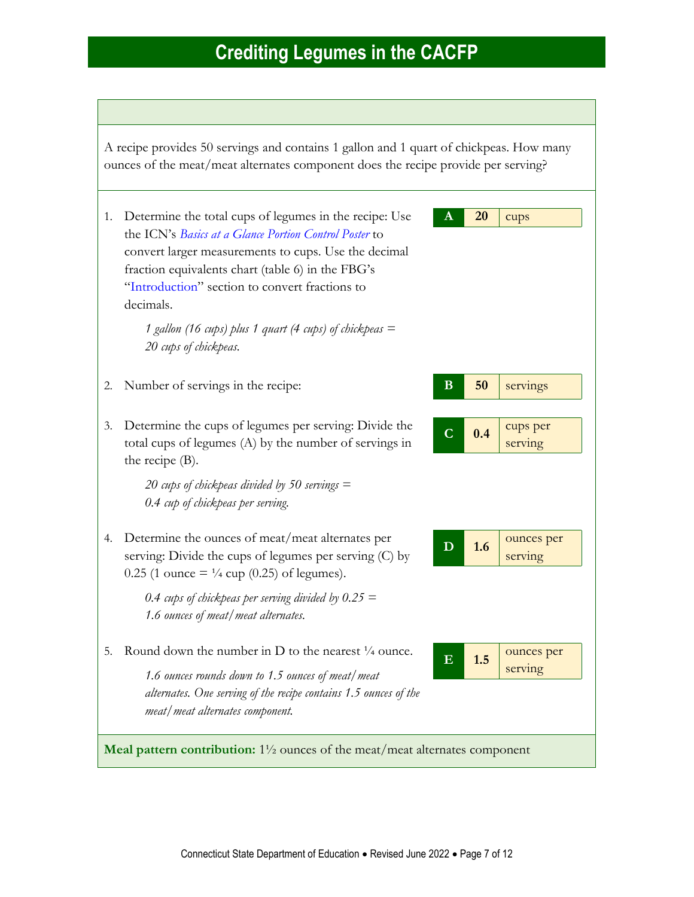# Crediting Legumes in the CACFP

A recipe provides 50 servings and contains 1 gallon and 1 quart of chickpeas. How many ounces of the meat/meat alternates component does the recipe provide per serving?

1. Determine the total cups of legumes in the recipe: Use the ICN's *Basics at a Glance Portion Control Poster* to convert larger measurements to cups. Use the decimal fraction equivalents chart (table 6) in the FBG's "Introduction" section to convert fractions to decimals.

   *1 gallon (16 cups) plus 1 quart (4 cups) of chickpeas = 20 cups of chickpeas.*

   | **A** | **20** | cups |
   |---|---|---|

2. Number of servings in the recipe:

   | **B** | **50** | servings |
   |---|---|---|

3. Determine the cups of legumes per serving: Divide the total cups of legumes (A) by the number of servings in the recipe (B).

   *20 cups of chickpeas divided by 50 servings = 0.4 cup of chickpeas per serving.*

   | **C** | **0.4** | cups per serving |
   |---|---|---|

4. Determine the ounces of meat/meat alternates per serving: Divide the cups of legumes per serving (C) by 0.25 (1 ounce = ¼ cup (0.25) of legumes).

   *0.4 cups of chickpeas per serving divided by 0.25 = 1.6 ounces of meat/meat alternates.*

   | **D** | **1.6** | ounces per serving |
   |---|---|---|

5. Round down the number in D to the nearest ¼ ounce.

   *1.6 ounces rounds down to 1.5 ounces of meat/meat alternates. One serving of the recipe contains 1.5 ounces of the meat/meat alternates component.*

   | **E** | **1.5** | ounces per serving |
   |---|---|---|

**Meal pattern contribution:** 1½ ounces of the meat/meat alternates component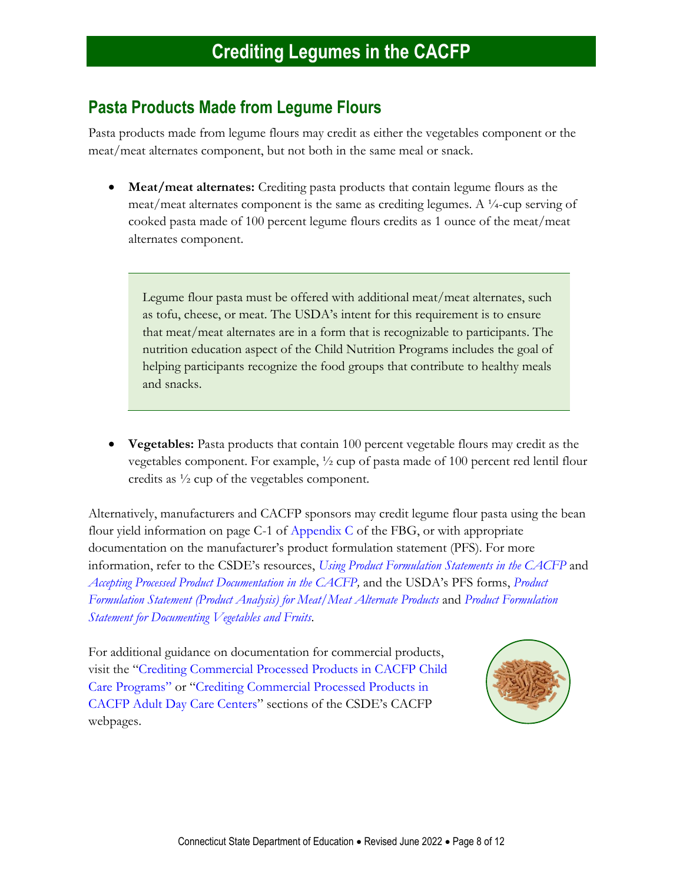# Crediting Legumes in the CACFP

## Pasta Products Made from Legume Flours

Pasta products made from legume flours may credit as either the vegetables component or the meat/meat alternates component, but not both in the same meal or snack.

- **Meat/meat alternates:** Crediting pasta products that contain legume flours as the meat/meat alternates component is the same as crediting legumes. A ¼-cup serving of cooked pasta made of 100 percent legume flours credits as 1 ounce of the meat/meat alternates component.

> Legume flour pasta must be offered with additional meat/meat alternates, such as tofu, cheese, or meat. The USDA's intent for this requirement is to ensure that meat/meat alternates are in a form that is recognizable to participants. The nutrition education aspect of the Child Nutrition Programs includes the goal of helping participants recognize the food groups that contribute to healthy meals and snacks.

- **Vegetables:** Pasta products that contain 100 percent vegetable flours may credit as the vegetables component. For example, ½ cup of pasta made of 100 percent red lentil flour credits as ½ cup of the vegetables component.

Alternatively, manufacturers and CACFP sponsors may credit legume flour pasta using the bean flour yield information on page C-1 of Appendix C of the FBG, or with appropriate documentation on the manufacturer's product formulation statement (PFS). For more information, refer to the CSDE's resources, *Using Product Formulation Statements in the CACFP* and *Accepting Processed Product Documentation in the CACFP,* and the USDA's PFS forms, *Product Formulation Statement (Product Analysis) for Meat/Meat Alternate Products* and *Product Formulation Statement for Documenting Vegetables and Fruits*.

For additional guidance on documentation for commercial products, visit the "Crediting Commercial Processed Products in CACFP Child Care Programs" or "Crediting Commercial Processed Products in CACFP Adult Day Care Centers" sections of the CSDE's CACFP webpages.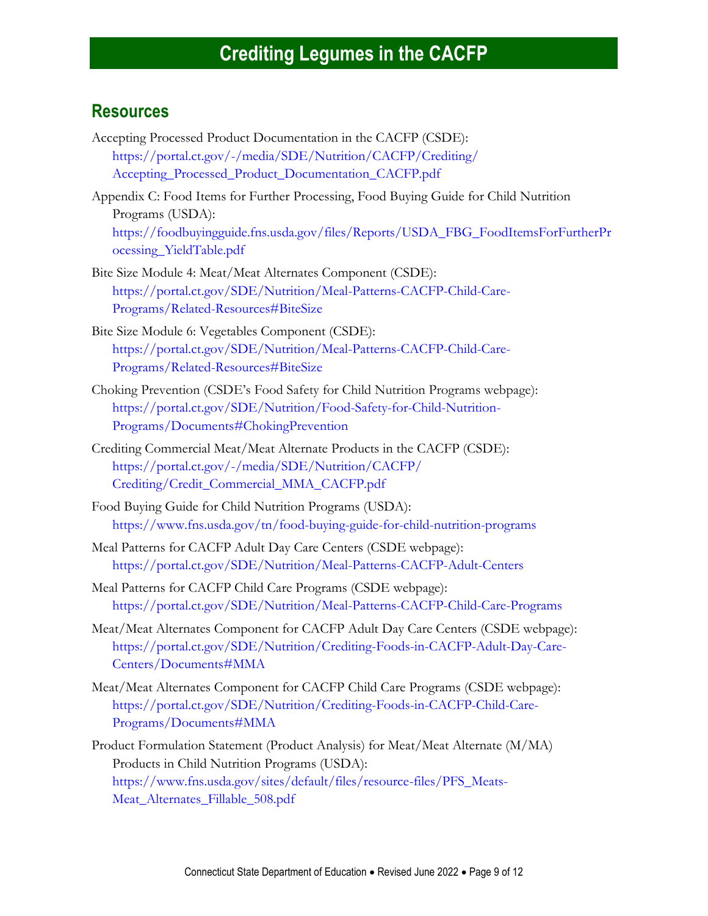## Resources

Accepting Processed Product Documentation in the CACFP (CSDE):
https://portal.ct.gov/-/media/SDE/Nutrition/CACFP/Crediting/Accepting_Processed_Product_Documentation_CACFP.pdf

Appendix C: Food Items for Further Processing, Food Buying Guide for Child Nutrition Programs (USDA):
https://foodbuyingguide.fns.usda.gov/files/Reports/USDA_FBG_FoodItemsForFurtherProcessing_YieldTable.pdf

Bite Size Module 4: Meat/Meat Alternates Component (CSDE):
https://portal.ct.gov/SDE/Nutrition/Meal-Patterns-CACFP-Child-Care-Programs/Related-Resources#BiteSize

Bite Size Module 6: Vegetables Component (CSDE):
https://portal.ct.gov/SDE/Nutrition/Meal-Patterns-CACFP-Child-Care-Programs/Related-Resources#BiteSize

Choking Prevention (CSDE's Food Safety for Child Nutrition Programs webpage):
https://portal.ct.gov/SDE/Nutrition/Food-Safety-for-Child-Nutrition-Programs/Documents#ChokingPrevention

Crediting Commercial Meat/Meat Alternate Products in the CACFP (CSDE):
https://portal.ct.gov/-/media/SDE/Nutrition/CACFP/Crediting/Credit_Commercial_MMA_CACFP.pdf

Food Buying Guide for Child Nutrition Programs (USDA):
https://www.fns.usda.gov/tn/food-buying-guide-for-child-nutrition-programs

Meal Patterns for CACFP Adult Day Care Centers (CSDE webpage):
https://portal.ct.gov/SDE/Nutrition/Meal-Patterns-CACFP-Adult-Centers

Meal Patterns for CACFP Child Care Programs (CSDE webpage):
https://portal.ct.gov/SDE/Nutrition/Meal-Patterns-CACFP-Child-Care-Programs

Meat/Meat Alternates Component for CACFP Adult Day Care Centers (CSDE webpage):
https://portal.ct.gov/SDE/Nutrition/Crediting-Foods-in-CACFP-Adult-Day-Care-Centers/Documents#MMA

Meat/Meat Alternates Component for CACFP Child Care Programs (CSDE webpage):
https://portal.ct.gov/SDE/Nutrition/Crediting-Foods-in-CACFP-Child-Care-Programs/Documents#MMA

Product Formulation Statement (Product Analysis) for Meat/Meat Alternate (M/MA) Products in Child Nutrition Programs (USDA):
https://www.fns.usda.gov/sites/default/files/resource-files/PFS_Meats-Meat_Alternates_Fillable_508.pdf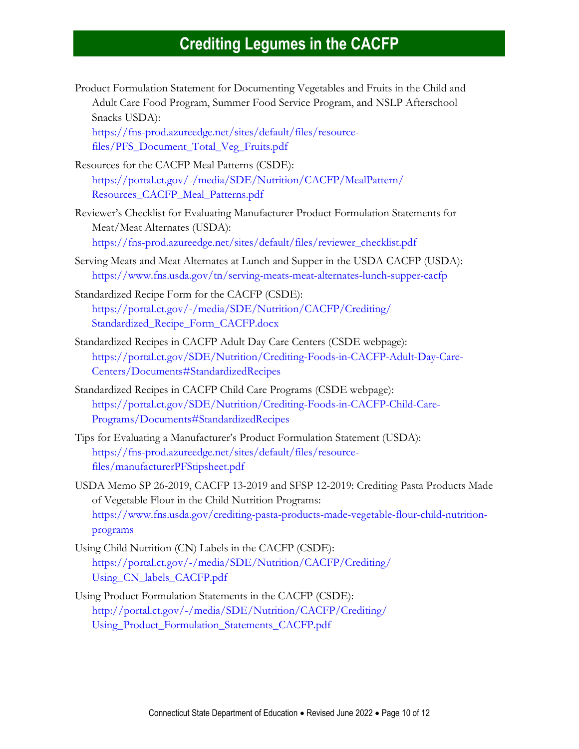Product Formulation Statement for Documenting Vegetables and Fruits in the Child and Adult Care Food Program, Summer Food Service Program, and NSLP Afterschool Snacks USDA): https://fns-prod.azureedge.net/sites/default/files/resource-files/PFS_Document_Total_Veg_Fruits.pdf

Resources for the CACFP Meal Patterns (CSDE): https://portal.ct.gov/-/media/SDE/Nutrition/CACFP/MealPattern/Resources_CACFP_Meal_Patterns.pdf

Reviewer's Checklist for Evaluating Manufacturer Product Formulation Statements for Meat/Meat Alternates (USDA): https://fns-prod.azureedge.net/sites/default/files/reviewer_checklist.pdf

Serving Meats and Meat Alternates at Lunch and Supper in the USDA CACFP (USDA): https://www.fns.usda.gov/tn/serving-meats-meat-alternates-lunch-supper-cacfp

Standardized Recipe Form for the CACFP (CSDE): https://portal.ct.gov/-/media/SDE/Nutrition/CACFP/Crediting/Standardized_Recipe_Form_CACFP.docx

Standardized Recipes in CACFP Adult Day Care Centers (CSDE webpage): https://portal.ct.gov/SDE/Nutrition/Crediting-Foods-in-CACFP-Adult-Day-Care-Centers/Documents#StandardizedRecipes

Standardized Recipes in CACFP Child Care Programs (CSDE webpage): https://portal.ct.gov/SDE/Nutrition/Crediting-Foods-in-CACFP-Child-Care-Programs/Documents#StandardizedRecipes

Tips for Evaluating a Manufacturer's Product Formulation Statement (USDA): https://fns-prod.azureedge.net/sites/default/files/resource-files/manufacturerPFStipsheet.pdf

USDA Memo SP 26-2019, CACFP 13-2019 and SFSP 12-2019: Crediting Pasta Products Made of Vegetable Flour in the Child Nutrition Programs: https://www.fns.usda.gov/crediting-pasta-products-made-vegetable-flour-child-nutrition-programs

Using Child Nutrition (CN) Labels in the CACFP (CSDE): https://portal.ct.gov/-/media/SDE/Nutrition/CACFP/Crediting/Using_CN_labels_CACFP.pdf

Using Product Formulation Statements in the CACFP (CSDE): http://portal.ct.gov/-/media/SDE/Nutrition/CACFP/Crediting/Using_Product_Formulation_Statements_CACFP.pdf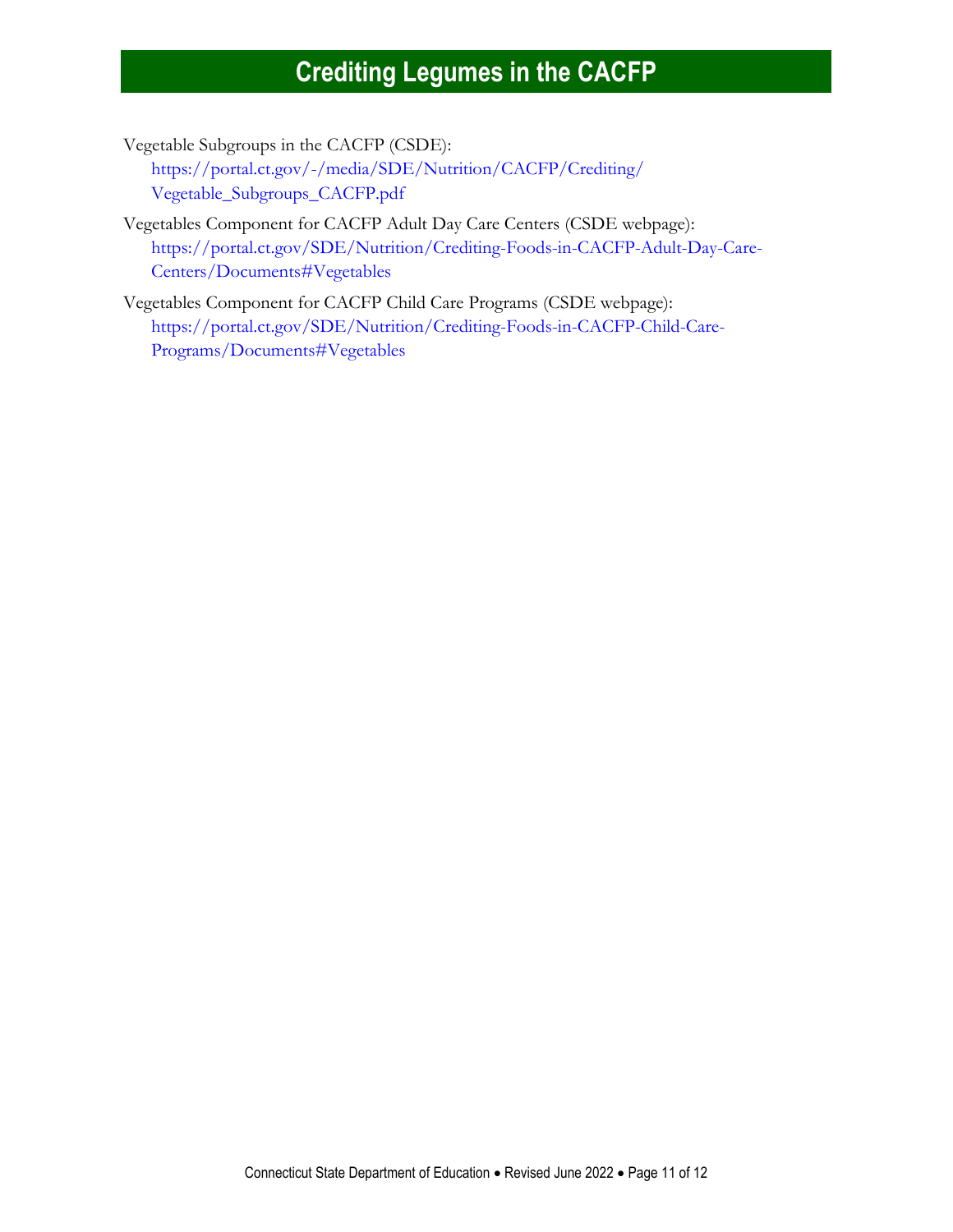Vegetable Subgroups in the CACFP (CSDE):
https://portal.ct.gov/-/media/SDE/Nutrition/CACFP/Crediting/Vegetable_Subgroups_CACFP.pdf

Vegetables Component for CACFP Adult Day Care Centers (CSDE webpage):
https://portal.ct.gov/SDE/Nutrition/Crediting-Foods-in-CACFP-Adult-Day-Care-Centers/Documents#Vegetables

Vegetables Component for CACFP Child Care Programs (CSDE webpage):
https://portal.ct.gov/SDE/Nutrition/Crediting-Foods-in-CACFP-Child-Care-Programs/Documents#Vegetables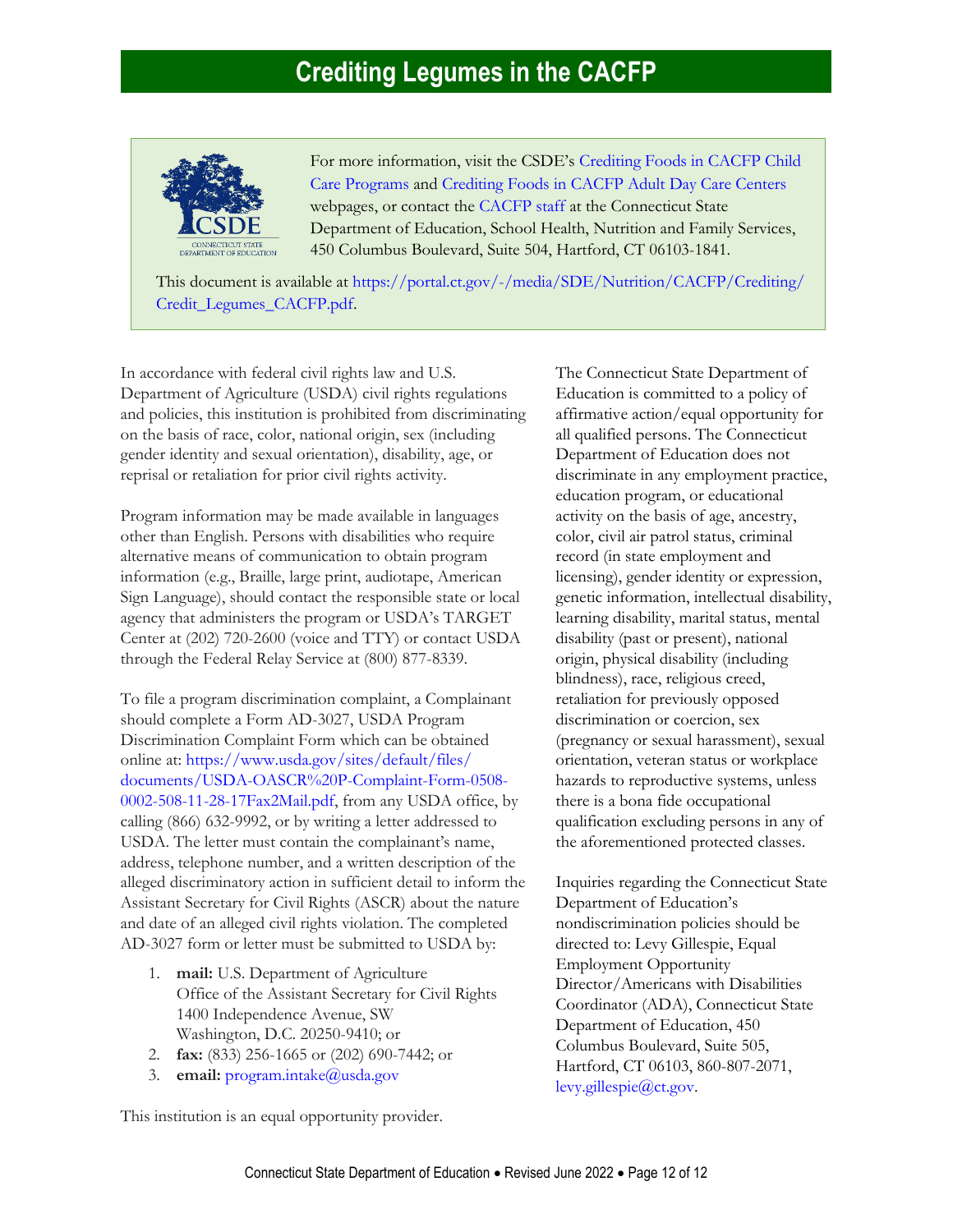# Crediting Legumes in the CACFP

For more information, visit the CSDE's Crediting Foods in CACFP Child Care Programs and Crediting Foods in CACFP Adult Day Care Centers webpages, or contact the CACFP staff at the Connecticut State Department of Education, School Health, Nutrition and Family Services, 450 Columbus Boulevard, Suite 504, Hartford, CT 06103-1841.

This document is available at https://portal.ct.gov/-/media/SDE/Nutrition/CACFP/Crediting/Credit_Legumes_CACFP.pdf.

In accordance with federal civil rights law and U.S. Department of Agriculture (USDA) civil rights regulations and policies, this institution is prohibited from discriminating on the basis of race, color, national origin, sex (including gender identity and sexual orientation), disability, age, or reprisal or retaliation for prior civil rights activity.

Program information may be made available in languages other than English. Persons with disabilities who require alternative means of communication to obtain program information (e.g., Braille, large print, audiotape, American Sign Language), should contact the responsible state or local agency that administers the program or USDA's TARGET Center at (202) 720-2600 (voice and TTY) or contact USDA through the Federal Relay Service at (800) 877-8339.

To file a program discrimination complaint, a Complainant should complete a Form AD-3027, USDA Program Discrimination Complaint Form which can be obtained online at: https://www.usda.gov/sites/default/files/documents/USDA-OASCR%20P-Complaint-Form-0508-0002-508-11-28-17Fax2Mail.pdf, from any USDA office, by calling (866) 632-9992, or by writing a letter addressed to USDA. The letter must contain the complainant's name, address, telephone number, and a written description of the alleged discriminatory action in sufficient detail to inform the Assistant Secretary for Civil Rights (ASCR) about the nature and date of an alleged civil rights violation. The completed AD-3027 form or letter must be submitted to USDA by:

1. **mail:** U.S. Department of Agriculture
   Office of the Assistant Secretary for Civil Rights
   1400 Independence Avenue, SW
   Washington, D.C. 20250-9410; or
2. **fax:** (833) 256-1665 or (202) 690-7442; or
3. **email:** program.intake@usda.gov

This institution is an equal opportunity provider.

The Connecticut State Department of Education is committed to a policy of affirmative action/equal opportunity for all qualified persons. The Connecticut Department of Education does not discriminate in any employment practice, education program, or educational activity on the basis of age, ancestry, color, civil air patrol status, criminal record (in state employment and licensing), gender identity or expression, genetic information, intellectual disability, learning disability, marital status, mental disability (past or present), national origin, physical disability (including blindness), race, religious creed, retaliation for previously opposed discrimination or coercion, sex (pregnancy or sexual harassment), sexual orientation, veteran status or workplace hazards to reproductive systems, unless there is a bona fide occupational qualification excluding persons in any of the aforementioned protected classes.

Inquiries regarding the Connecticut State Department of Education's nondiscrimination policies should be directed to: Levy Gillespie, Equal Employment Opportunity Director/Americans with Disabilities Coordinator (ADA), Connecticut State Department of Education, 450 Columbus Boulevard, Suite 505, Hartford, CT 06103, 860-807-2071, levy.gillespie@ct.gov.